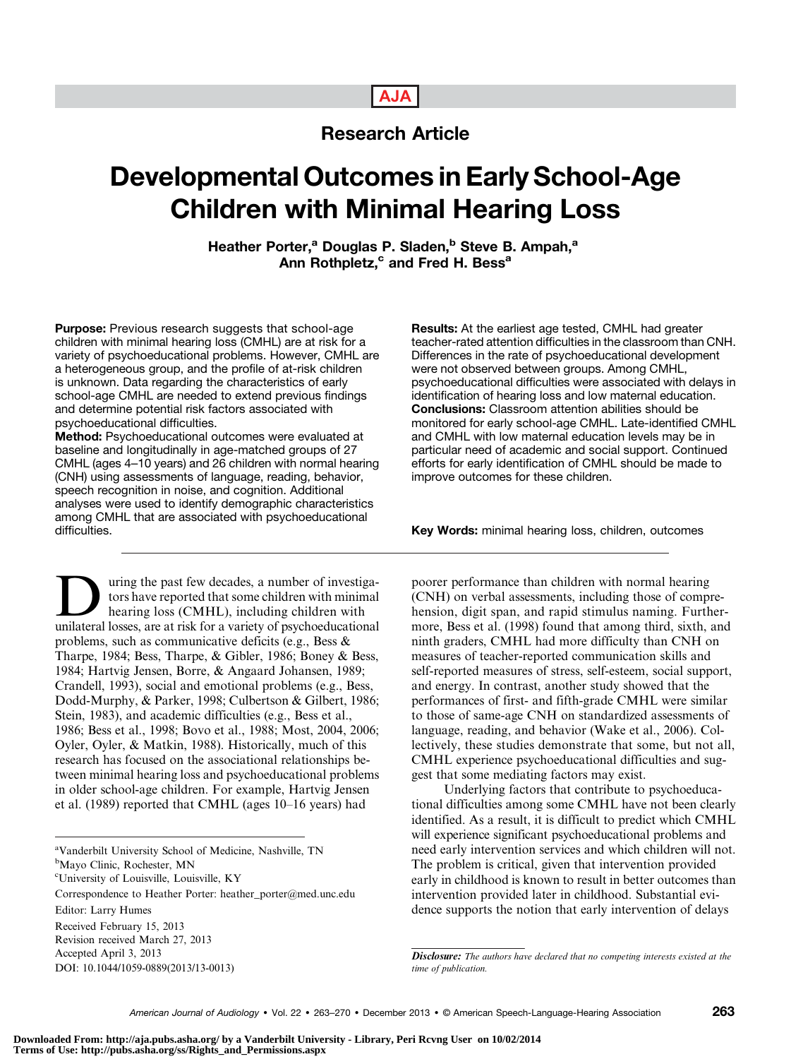AJA

Research Article

# Developmental Outcomes in Early School-Age Children with Minimal Hearing Loss

Heather Porter,[a] Douglas P. Sladen,[b] Steve B. Ampah,[a] Ann Rothpletz,[c] and Fred H. Bess[a]

**Purpose:** Previous research suggests that school-age children with minimal hearing loss (CMHL) are at risk for a variety of psychoeducational problems. However, CMHL are a heterogeneous group, and the profile of at-risk children is unknown. Data regarding the characteristics of early school-age CMHL are needed to extend previous findings and determine potential risk factors associated with psychoeducational difficulties.

**Method:** Psychoeducational outcomes were evaluated at baseline and longitudinally in age-matched groups of 27 CMHL (ages 4–10 years) and 26 children with normal hearing (CNH) using assessments of language, reading, behavior, speech recognition in noise, and cognition. Additional analyses were used to identify demographic characteristics among CMHL that are associated with psychoeducational difficulties.

**Results:** At the earliest age tested, CMHL had greater teacher-rated attention difficulties in the classroom than CNH. Differences in the rate of psychoeducational development were not observed between groups. Among CMHL, psychoeducational difficulties were associated with delays in identification of hearing loss and low maternal education.

**Conclusions:** Classroom attention abilities should be monitored for early school-age CMHL. Late-identified CMHL and CMHL with low maternal education levels may be in particular need of academic and social support. Continued efforts for early identification of CMHL should be made to improve outcomes for these children.

**Key Words:** minimal hearing loss, children, outcomes

During the past few decades, a number of investigators have reported that some children with minimal hearing loss (CMHL), including children with unilateral losses, are at risk for a variety of psychoeducational problems, such as communicative deficits (e.g., Bess & Tharpe, 1984; Bess, Tharpe, & Gibler, 1986; Boney & Bess, 1984; Hartvig Jensen, Borre, & Angaard Johansen, 1989; Crandell, 1993), social and emotional problems (e.g., Bess, Dodd-Murphy, & Parker, 1998; Culbertson & Gilbert, 1986; Stein, 1983), and academic difficulties (e.g., Bess et al., 1986; Bess et al., 1998; Bovo et al., 1988; Most, 2004, 2006; Oyler, Oyler, & Matkin, 1988). Historically, much of this research has focused on the associational relationships between minimal hearing loss and psychoeducational problems in older school-age children. For example, Hartvig Jensen et al. (1989) reported that CMHL (ages 10–16 years) had poorer performance than children with normal hearing (CNH) on verbal assessments, including those of comprehension, digit span, and rapid stimulus naming. Furthermore, Bess et al. (1998) found that among third, sixth, and ninth graders, CMHL had more difficulty than CNH on measures of teacher-reported communication skills and self-reported measures of stress, self-esteem, social support, and energy. In contrast, another study showed that the performances of first- and fifth-grade CMHL were similar to those of same-age CNH on standardized assessments of language, reading, and behavior (Wake et al., 2006). Collectively, these studies demonstrate that some, but not all, CMHL experience psychoeducational difficulties and suggest that some mediating factors may exist.

Underlying factors that contribute to psychoeducational difficulties among some CMHL have not been clearly identified. As a result, it is difficult to predict which CMHL will experience significant psychoeducational problems and need early intervention services and which children will not. The problem is critical, given that intervention provided early in childhood is known to result in better outcomes than intervention provided later in childhood. Substantial evidence supports the notion that early intervention of delays

[a]Vanderbilt University School of Medicine, Nashville, TN
[b]Mayo Clinic, Rochester, MN
[c]University of Louisville, Louisville, KY

Correspondence to Heather Porter: heather_porter@med.unc.edu

Editor: Larry Humes

Received February 15, 2013
Revision received March 27, 2013
Accepted April 3, 2013
DOI: 10.1044/1059-0889(2013/13-0013)

*Disclosure: The authors have declared that no competing interests existed at the time of publication.*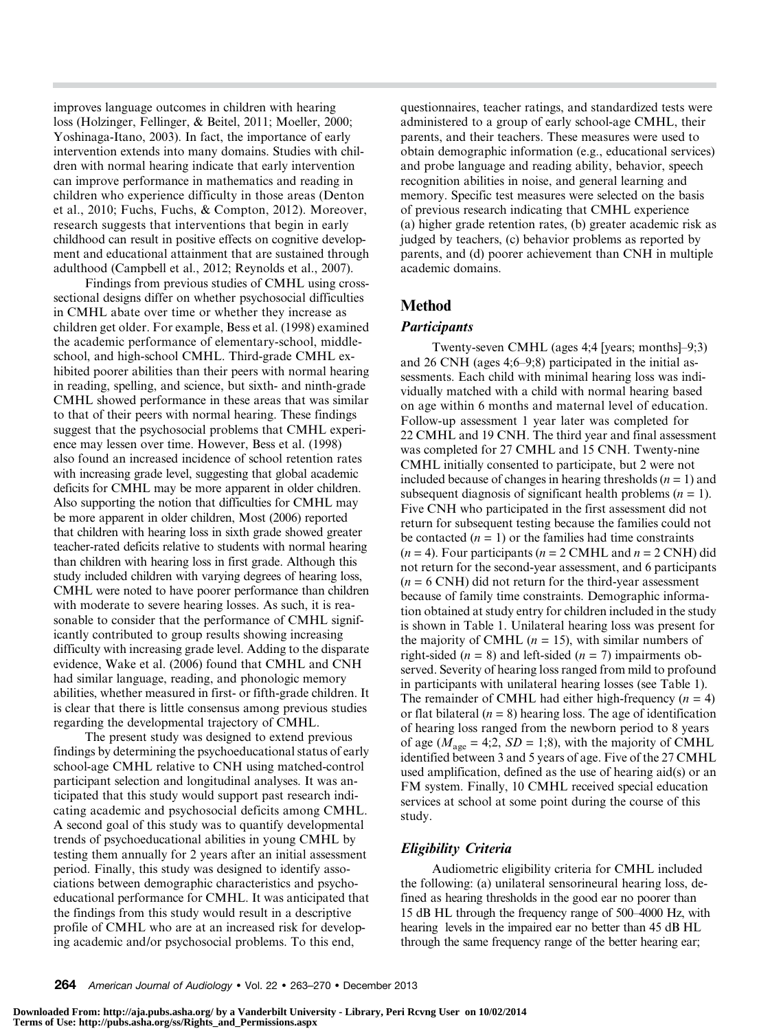improves language outcomes in children with hearing loss (Holzinger, Fellinger, & Beitel, 2011; Moeller, 2000; Yoshinaga-Itano, 2003). In fact, the importance of early intervention extends into many domains. Studies with children with normal hearing indicate that early intervention can improve performance in mathematics and reading in children who experience difficulty in those areas (Denton et al., 2010; Fuchs, Fuchs, & Compton, 2012). Moreover, research suggests that interventions that begin in early childhood can result in positive effects on cognitive development and educational attainment that are sustained through adulthood (Campbell et al., 2012; Reynolds et al., 2007).

Findings from previous studies of CMHL using cross-sectional designs differ on whether psychosocial difficulties in CMHL abate over time or whether they increase as children get older. For example, Bess et al. (1998) examined the academic performance of elementary-school, middle-school, and high-school CMHL. Third-grade CMHL exhibited poorer abilities than their peers with normal hearing in reading, spelling, and science, but sixth- and ninth-grade CMHL showed performance in these areas that was similar to that of their peers with normal hearing. These findings suggest that the psychosocial problems that CMHL experience may lessen over time. However, Bess et al. (1998) also found an increased incidence of school retention rates with increasing grade level, suggesting that global academic deficits for CMHL may be more apparent in older children. Also supporting the notion that difficulties for CMHL may be more apparent in older children, Most (2006) reported that children with hearing loss in sixth grade showed greater teacher-rated deficits relative to students with normal hearing than children with hearing loss in first grade. Although this study included children with varying degrees of hearing loss, CMHL were noted to have poorer performance than children with moderate to severe hearing losses. As such, it is reasonable to consider that the performance of CMHL significantly contributed to group results showing increasing difficulty with increasing grade level. Adding to the disparate evidence, Wake et al. (2006) found that CMHL and CNH had similar language, reading, and phonologic memory abilities, whether measured in first- or fifth-grade children. It is clear that there is little consensus among previous studies regarding the developmental trajectory of CMHL.

The present study was designed to extend previous findings by determining the psychoeducational status of early school-age CMHL relative to CNH using matched-control participant selection and longitudinal analyses. It was anticipated that this study would support past research indicating academic and psychosocial deficits among CMHL. A second goal of this study was to quantify developmental trends of psychoeducational abilities in young CMHL by testing them annually for 2 years after an initial assessment period. Finally, this study was designed to identify associations between demographic characteristics and psychoeducational performance for CMHL. It was anticipated that the findings from this study would result in a descriptive profile of CMHL who are at an increased risk for developing academic and/or psychosocial problems. To this end, questionnaires, teacher ratings, and standardized tests were administered to a group of early school-age CMHL, their parents, and their teachers. These measures were used to obtain demographic information (e.g., educational services) and probe language and reading ability, behavior, speech recognition abilities in noise, and general learning and memory. Specific test measures were selected on the basis of previous research indicating that CMHL experience (a) higher grade retention rates, (b) greater academic risk as judged by teachers, (c) behavior problems as reported by parents, and (d) poorer achievement than CNH in multiple academic domains.

## Method

### Participants

Twenty-seven CMHL (ages 4;4 [years; months]–9;3) and 26 CNH (ages 4;6–9;8) participated in the initial assessments. Each child with minimal hearing loss was individually matched with a child with normal hearing based on age within 6 months and maternal level of education. Follow-up assessment 1 year later was completed for 22 CMHL and 19 CNH. The third year and final assessment was completed for 27 CMHL and 15 CNH. Twenty-nine CMHL initially consented to participate, but 2 were not included because of changes in hearing thresholds ($n$ = 1) and subsequent diagnosis of significant health problems ($n$ = 1). Five CNH who participated in the first assessment did not return for subsequent testing because the families could not be contacted ($n$ = 1) or the families had time constraints ($n$ = 4). Four participants ($n$ = 2 CMHL and $n$ = 2 CNH) did not return for the second-year assessment, and 6 participants ($n$ = 6 CNH) did not return for the third-year assessment because of family time constraints. Demographic information obtained at study entry for children included in the study is shown in Table 1. Unilateral hearing loss was present for the majority of CMHL ($n$ = 15), with similar numbers of right-sided ($n$ = 8) and left-sided ($n$ = 7) impairments observed. Severity of hearing loss ranged from mild to profound in participants with unilateral hearing losses (see Table 1). The remainder of CMHL had either high-frequency ($n$ = 4) or flat bilateral ($n$ = 8) hearing loss. The age of identification of hearing loss ranged from the newborn period to 8 years of age ($M_{age}$ = 4;2, $SD$ = 1;8), with the majority of CMHL identified between 3 and 5 years of age. Five of the 27 CMHL used amplification, defined as the use of hearing aid(s) or an FM system. Finally, 10 CMHL received special education services at school at some point during the course of this study.

### Eligibility Criteria

Audiometric eligibility criteria for CMHL included the following: (a) unilateral sensorineural hearing loss, defined as hearing thresholds in the good ear no poorer than 15 dB HL through the frequency range of 500–4000 Hz, with hearing levels in the impaired ear no better than 45 dB HL through the same frequency range of the better hearing ear;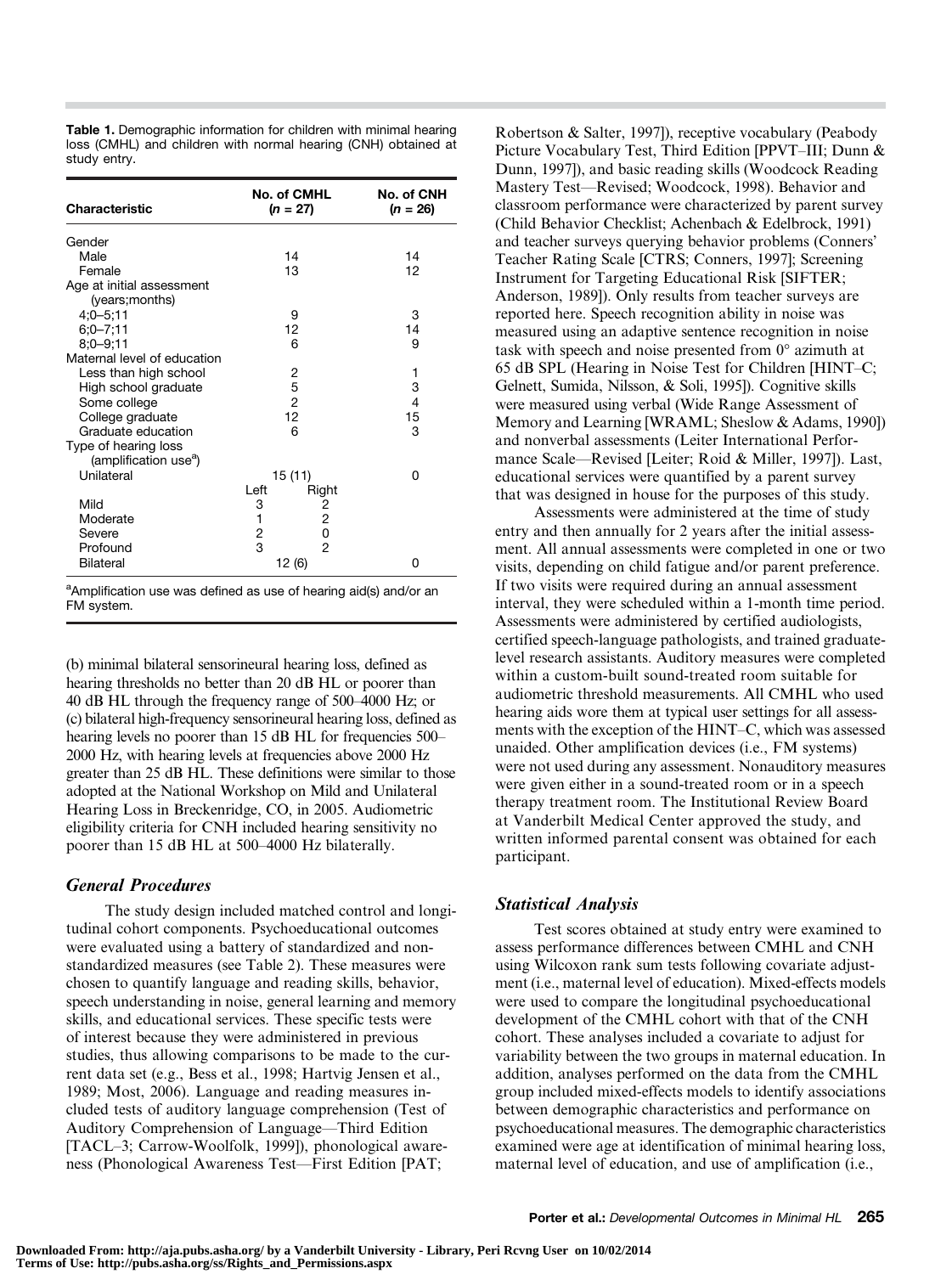**Table 1.** Demographic information for children with minimal hearing loss (CMHL) and children with normal hearing (CNH) obtained at study entry.

| Characteristic | No. of CMHL ($n$ = 27) | | No. of CNH ($n$ = 26) |
|---|---|---|---|
| Gender | | | |
| Male | 14 | | 14 |
| Female | 13 | | 12 |
| Age at initial assessment (years;months) | | | |
| 4;0–5;11 | 9 | | 3 |
| 6;0–7;11 | 12 | | 14 |
| 8;0–9;11 | 6 | | 9 |
| Maternal level of education | | | |
| Less than high school | 2 | | 1 |
| High school graduate | 5 | | 3 |
| Some college | 2 | | 4 |
| College graduate | 12 | | 15 |
| Graduate education | 6 | | 3 |
| Type of hearing loss (amplification use[a]) | | | |
| Unilateral | 15 (11) | | 0 |
| | Left | Right | |
| Mild | 3 | 2 | |
| Moderate | 1 | 2 | |
| Severe | 2 | 0 | |
| Profound | 3 | 2 | |
| Bilateral | 12 (6) | | 0 |

[a]Amplification use was defined as use of hearing aid(s) and/or an FM system.

(b) minimal bilateral sensorineural hearing loss, defined as hearing thresholds no better than 20 dB HL or poorer than 40 dB HL through the frequency range of 500–4000 Hz; or (c) bilateral high-frequency sensorineural hearing loss, defined as hearing levels no poorer than 15 dB HL for frequencies 500–2000 Hz, with hearing levels at frequencies above 2000 Hz greater than 25 dB HL. These definitions were similar to those adopted at the National Workshop on Mild and Unilateral Hearing Loss in Breckenridge, CO, in 2005. Audiometric eligibility criteria for CNH included hearing sensitivity no poorer than 15 dB HL at 500–4000 Hz bilaterally.

### *General Procedures*

The study design included matched control and longitudinal cohort components. Psychoeducational outcomes were evaluated using a battery of standardized and nonstandardized measures (see Table 2). These measures were chosen to quantify language and reading skills, behavior, speech understanding in noise, general learning and memory skills, and educational services. These specific tests were of interest because they were administered in previous studies, thus allowing comparisons to be made to the current data set (e.g., Bess et al., 1998; Hartvig Jensen et al., 1989; Most, 2006). Language and reading measures included tests of auditory language comprehension (Test of Auditory Comprehension of Language—Third Edition [TACL–3; Carrow-Woolfolk, 1999]), phonological awareness (Phonological Awareness Test—First Edition [PAT; Robertson & Salter, 1997]), receptive vocabulary (Peabody Picture Vocabulary Test, Third Edition [PPVT–III; Dunn & Dunn, 1997]), and basic reading skills (Woodcock Reading Mastery Test—Revised; Woodcock, 1998). Behavior and classroom performance were characterized by parent survey (Child Behavior Checklist; Achenbach & Edelbrock, 1991) and teacher surveys querying behavior problems (Conners' Teacher Rating Scale [CTRS; Conners, 1997]; Screening Instrument for Targeting Educational Risk [SIFTER; Anderson, 1989]). Only results from teacher surveys are reported here. Speech recognition ability in noise was measured using an adaptive sentence recognition in noise task with speech and noise presented from 0° azimuth at 65 dB SPL (Hearing in Noise Test for Children [HINT–C; Gelnett, Sumida, Nilsson, & Soli, 1995]). Cognitive skills were measured using verbal (Wide Range Assessment of Memory and Learning [WRAML; Sheslow & Adams, 1990]) and nonverbal assessments (Leiter International Performance Scale—Revised [Leiter; Roid & Miller, 1997]). Last, educational services were quantified by a parent survey that was designed in house for the purposes of this study.

Assessments were administered at the time of study entry and then annually for 2 years after the initial assessment. All annual assessments were completed in one or two visits, depending on child fatigue and/or parent preference. If two visits were required during an annual assessment interval, they were scheduled within a 1-month time period. Assessments were administered by certified audiologists, certified speech-language pathologists, and trained graduate-level research assistants. Auditory measures were completed within a custom-built sound-treated room suitable for audiometric threshold measurements. All CMHL who used hearing aids wore them at typical user settings for all assessments with the exception of the HINT–C, which was assessed unaided. Other amplification devices (i.e., FM systems) were not used during any assessment. Nonauditory measures were given either in a sound-treated room or in a speech therapy treatment room. The Institutional Review Board at Vanderbilt Medical Center approved the study, and written informed parental consent was obtained for each participant.

### *Statistical Analysis*

Test scores obtained at study entry were examined to assess performance differences between CMHL and CNH using Wilcoxon rank sum tests following covariate adjustment (i.e., maternal level of education). Mixed-effects models were used to compare the longitudinal psychoeducational development of the CMHL cohort with that of the CNH cohort. These analyses included a covariate to adjust for variability between the two groups in maternal education. In addition, analyses performed on the data from the CMHL group included mixed-effects models to identify associations between demographic characteristics and performance on psychoeducational measures. The demographic characteristics examined were age at identification of minimal hearing loss, maternal level of education, and use of amplification (i.e.,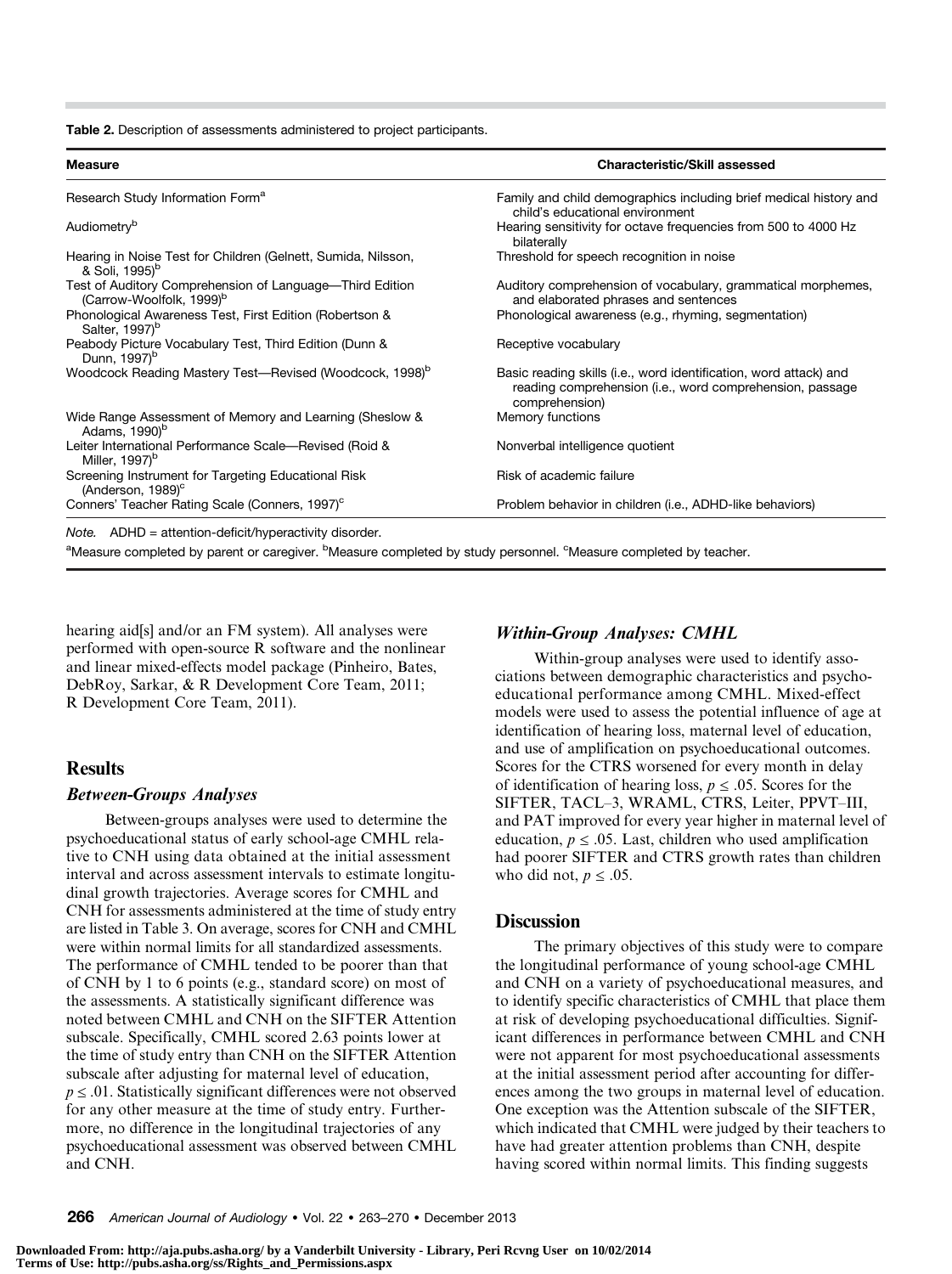**Table 2.** Description of assessments administered to project participants.

| Measure | Characteristic/Skill assessed |
|---|---|
| Research Study Information Form[a] | Family and child demographics including brief medical history and child's educational environment |
| Audiometry[b] | Hearing sensitivity for octave frequencies from 500 to 4000 Hz bilaterally |
| Hearing in Noise Test for Children (Gelnett, Sumida, Nilsson, & Soli, 1995)[b] | Threshold for speech recognition in noise |
| Test of Auditory Comprehension of Language—Third Edition (Carrow-Woolfolk, 1999)[b] | Auditory comprehension of vocabulary, grammatical morphemes, and elaborated phrases and sentences |
| Phonological Awareness Test, First Edition (Robertson & Salter, 1997)[b] | Phonological awareness (e.g., rhyming, segmentation) |
| Peabody Picture Vocabulary Test, Third Edition (Dunn & Dunn, 1997)[b] | Receptive vocabulary |
| Woodcock Reading Mastery Test—Revised (Woodcock, 1998)[b] | Basic reading skills (i.e., word identification, word attack) and reading comprehension (i.e., word comprehension, passage comprehension) |
| Wide Range Assessment of Memory and Learning (Sheslow & Adams, 1990)[b] | Memory functions |
| Leiter International Performance Scale—Revised (Roid & Miller, 1997)[b] | Nonverbal intelligence quotient |
| Screening Instrument for Targeting Educational Risk (Anderson, 1989)[c] | Risk of academic failure |
| Conners' Teacher Rating Scale (Conners, 1997)[c] | Problem behavior in children (i.e., ADHD-like behaviors) |

*Note.* ADHD = attention-deficit/hyperactivity disorder.

[a]Measure completed by parent or caregiver. [b]Measure completed by study personnel. [c]Measure completed by teacher.

hearing aid[s] and/or an FM system). All analyses were performed with open-source R software and the nonlinear and linear mixed-effects model package (Pinheiro, Bates, DebRoy, Sarkar, & R Development Core Team, 2011; R Development Core Team, 2011).

## Results

### Between-Groups Analyses

Between-groups analyses were used to determine the psychoeducational status of early school-age CMHL relative to CNH using data obtained at the initial assessment interval and across assessment intervals to estimate longitudinal growth trajectories. Average scores for CMHL and CNH for assessments administered at the time of study entry are listed in Table 3. On average, scores for CNH and CMHL were within normal limits for all standardized assessments. The performance of CMHL tended to be poorer than that of CNH by 1 to 6 points (e.g., standard score) on most of the assessments. A statistically significant difference was noted between CMHL and CNH on the SIFTER Attention subscale. Specifically, CMHL scored 2.63 points lower at the time of study entry than CNH on the SIFTER Attention subscale after adjusting for maternal level of education, $p \leq .01$. Statistically significant differences were not observed for any other measure at the time of study entry. Furthermore, no difference in the longitudinal trajectories of any psychoeducational assessment was observed between CMHL and CNH.

### Within-Group Analyses: CMHL

Within-group analyses were used to identify associations between demographic characteristics and psychoeducational performance among CMHL. Mixed-effect models were used to assess the potential influence of age at identification of hearing loss, maternal level of education, and use of amplification on psychoeducational outcomes. Scores for the CTRS worsened for every month in delay of identification of hearing loss, $p \leq .05$. Scores for the SIFTER, TACL–3, WRAML, CTRS, Leiter, PPVT–III, and PAT improved for every year higher in maternal level of education, $p \leq .05$. Last, children who used amplification had poorer SIFTER and CTRS growth rates than children who did not, $p \leq .05$.

## Discussion

The primary objectives of this study were to compare the longitudinal performance of young school-age CMHL and CNH on a variety of psychoeducational measures, and to identify specific characteristics of CMHL that place them at risk of developing psychoeducational difficulties. Significant differences in performance between CMHL and CNH were not apparent for most psychoeducational assessments at the initial assessment period after accounting for differences among the two groups in maternal level of education. One exception was the Attention subscale of the SIFTER, which indicated that CMHL were judged by their teachers to have had greater attention problems than CNH, despite having scored within normal limits. This finding suggests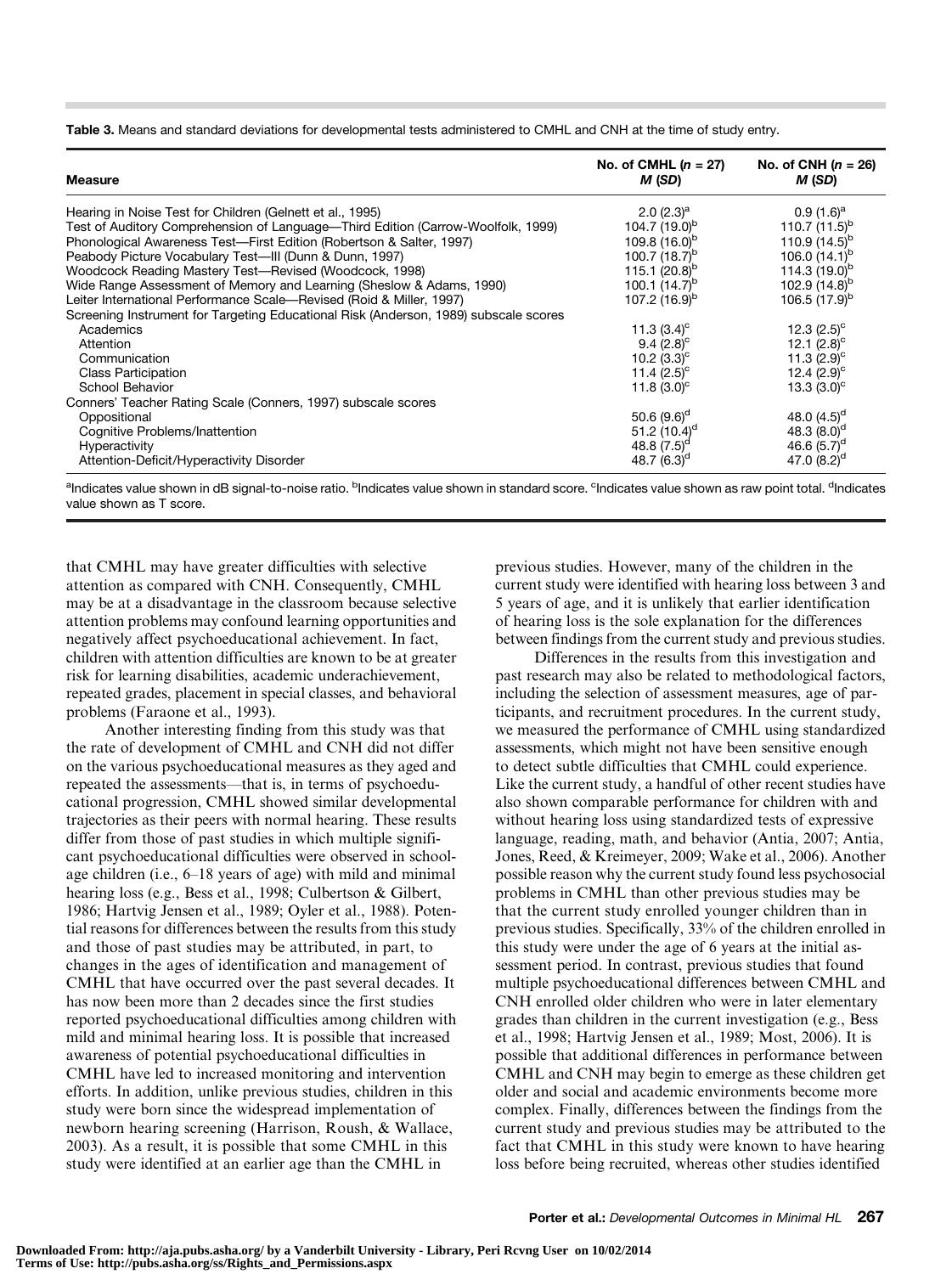**Table 3.** Means and standard deviations for developmental tests administered to CMHL and CNH at the time of study entry.

| Measure | No. of CMHL ($n$ = 27) $M$ ($SD$) | No. of CNH ($n$ = 26) $M$ ($SD$) |
|---|---|---|
| Hearing in Noise Test for Children (Gelnett et al., 1995) | 2.0 (2.3)[a] | 0.9 (1.6)[a] |
| Test of Auditory Comprehension of Language—Third Edition (Carrow-Woolfolk, 1999) | 104.7 (19.0)[b] | 110.7 (11.5)[b] |
| Phonological Awareness Test—First Edition (Robertson & Salter, 1997) | 109.8 (16.0)[b] | 110.9 (14.5)[b] |
| Peabody Picture Vocabulary Test—III (Dunn & Dunn, 1997) | 100.7 (18.7)[b] | 106.0 (14.1)[b] |
| Woodcock Reading Mastery Test—Revised (Woodcock, 1998) | 115.1 (20.8)[b] | 114.3 (19.0)[b] |
| Wide Range Assessment of Memory and Learning (Sheslow & Adams, 1990) | 100.1 (14.7)[b] | 102.9 (14.8)[b] |
| Leiter International Performance Scale—Revised (Roid & Miller, 1997) | 107.2 (16.9)[b] | 106.5 (17.9)[b] |
| Screening Instrument for Targeting Educational Risk (Anderson, 1989) subscale scores | | |
| Academics | 11.3 (3.4)[c] | 12.3 (2.5)[c] |
| Attention | 9.4 (2.8)[c] | 12.1 (2.8)[c] |
| Communication | 10.2 (3.3)[c] | 11.3 (2.9)[c] |
| Class Participation | 11.4 (2.5)[c] | 12.4 (2.9)[c] |
| School Behavior | 11.8 (3.0)[c] | 13.3 (3.0)[c] |
| Conners' Teacher Rating Scale (Conners, 1997) subscale scores | | |
| Oppositional | 50.6 (9.6)[d] | 48.0 (4.5)[d] |
| Cognitive Problems/Inattention | 51.2 (10.4)[d] | 48.3 (8.0)[d] |
| Hyperactivity | 48.8 (7.5)[d] | 46.6 (5.7)[d] |
| Attention-Deficit/Hyperactivity Disorder | 48.7 (6.3)[d] | 47.0 (8.2)[d] |

[a]Indicates value shown in dB signal-to-noise ratio. [b]Indicates value shown in standard score. [c]Indicates value shown as raw point total. [d]Indicates value shown as T score.

that CMHL may have greater difficulties with selective attention as compared with CNH. Consequently, CMHL may be at a disadvantage in the classroom because selective attention problems may confound learning opportunities and negatively affect psychoeducational achievement. In fact, children with attention difficulties are known to be at greater risk for learning disabilities, academic underachievement, repeated grades, placement in special classes, and behavioral problems (Faraone et al., 1993).

Another interesting finding from this study was that the rate of development of CMHL and CNH did not differ on the various psychoeducational measures as they aged and repeated the assessments—that is, in terms of psychoeducational progression, CMHL showed similar developmental trajectories as their peers with normal hearing. These results differ from those of past studies in which multiple significant psychoeducational difficulties were observed in school-age children (i.e., 6–18 years of age) with mild and minimal hearing loss (e.g., Bess et al., 1998; Culbertson & Gilbert, 1986; Hartvig Jensen et al., 1989; Oyler et al., 1988). Potential reasons for differences between the results from this study and those of past studies may be attributed, in part, to changes in the ages of identification and management of CMHL that have occurred over the past several decades. It has now been more than 2 decades since the first studies reported psychoeducational difficulties among children with mild and minimal hearing loss. It is possible that increased awareness of potential psychoeducational difficulties in CMHL have led to increased monitoring and intervention efforts. In addition, unlike previous studies, children in this study were born since the widespread implementation of newborn hearing screening (Harrison, Roush, & Wallace, 2003). As a result, it is possible that some CMHL in this study were identified at an earlier age than the CMHL in previous studies. However, many of the children in the current study were identified with hearing loss between 3 and 5 years of age, and it is unlikely that earlier identification of hearing loss is the sole explanation for the differences between findings from the current study and previous studies.

Differences in the results from this investigation and past research may also be related to methodological factors, including the selection of assessment measures, age of participants, and recruitment procedures. In the current study, we measured the performance of CMHL using standardized assessments, which might not have been sensitive enough to detect subtle difficulties that CMHL could experience. Like the current study, a handful of other recent studies have also shown comparable performance for children with and without hearing loss using standardized tests of expressive language, reading, math, and behavior (Antia, 2007; Antia, Jones, Reed, & Kreimeyer, 2009; Wake et al., 2006). Another possible reason why the current study found less psychosocial problems in CMHL than other previous studies may be that the current study enrolled younger children than in previous studies. Specifically, 33% of the children enrolled in this study were under the age of 6 years at the initial assessment period. In contrast, previous studies that found multiple psychoeducational differences between CMHL and CNH enrolled older children who were in later elementary grades than children in the current investigation (e.g., Bess et al., 1998; Hartvig Jensen et al., 1989; Most, 2006). It is possible that additional differences in performance between CMHL and CNH may begin to emerge as these children get older and social and academic environments become more complex. Finally, differences between the findings from the current study and previous studies may be attributed to the fact that CMHL in this study were known to have hearing loss before being recruited, whereas other studies identified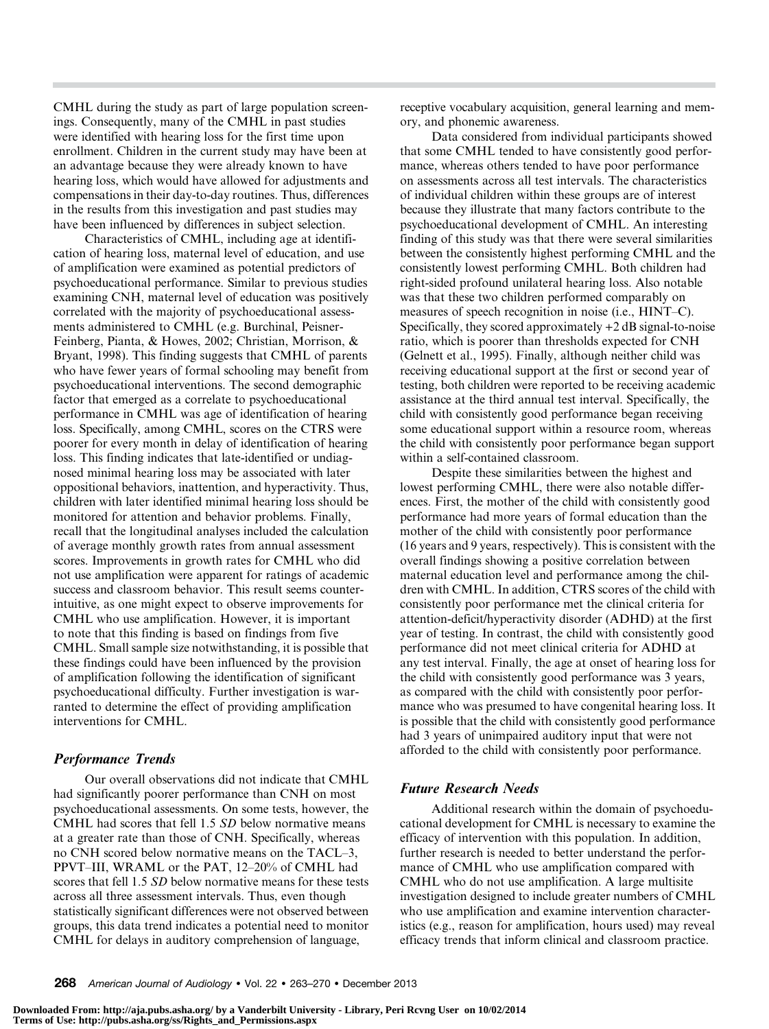CMHL during the study as part of large population screenings. Consequently, many of the CMHL in past studies were identified with hearing loss for the first time upon enrollment. Children in the current study may have been at an advantage because they were already known to have hearing loss, which would have allowed for adjustments and compensations in their day-to-day routines. Thus, differences in the results from this investigation and past studies may have been influenced by differences in subject selection.

Characteristics of CMHL, including age at identification of hearing loss, maternal level of education, and use of amplification were examined as potential predictors of psychoeducational performance. Similar to previous studies examining CNH, maternal level of education was positively correlated with the majority of psychoeducational assessments administered to CMHL (e.g. Burchinal, Peisner-Feinberg, Pianta, & Howes, 2002; Christian, Morrison, & Bryant, 1998). This finding suggests that CMHL of parents who have fewer years of formal schooling may benefit from psychoeducational interventions. The second demographic factor that emerged as a correlate to psychoeducational performance in CMHL was age of identification of hearing loss. Specifically, among CMHL, scores on the CTRS were poorer for every month in delay of identification of hearing loss. This finding indicates that late-identified or undiagnosed minimal hearing loss may be associated with later oppositional behaviors, inattention, and hyperactivity. Thus, children with later identified minimal hearing loss should be monitored for attention and behavior problems. Finally, recall that the longitudinal analyses included the calculation of average monthly growth rates from annual assessment scores. Improvements in growth rates for CMHL who did not use amplification were apparent for ratings of academic success and classroom behavior. This result seems counterintuitive, as one might expect to observe improvements for CMHL who use amplification. However, it is important to note that this finding is based on findings from five CMHL. Small sample size notwithstanding, it is possible that these findings could have been influenced by the provision of amplification following the identification of significant psychoeducational difficulty. Further investigation is warranted to determine the effect of providing amplification interventions for CMHL.

### *Performance Trends*

Our overall observations did not indicate that CMHL had significantly poorer performance than CNH on most psychoeducational assessments. On some tests, however, the CMHL had scores that fell 1.5 *SD* below normative means at a greater rate than those of CNH. Specifically, whereas no CNH scored below normative means on the TACL–3, PPVT–III, WRAML or the PAT, 12–20% of CMHL had scores that fell 1.5 *SD* below normative means for these tests across all three assessment intervals. Thus, even though statistically significant differences were not observed between groups, this data trend indicates a potential need to monitor CMHL for delays in auditory comprehension of language, receptive vocabulary acquisition, general learning and memory, and phonemic awareness.

Data considered from individual participants showed that some CMHL tended to have consistently good performance, whereas others tended to have poor performance on assessments across all test intervals. The characteristics of individual children within these groups are of interest because they illustrate that many factors contribute to the psychoeducational development of CMHL. An interesting finding of this study was that there were several similarities between the consistently highest performing CMHL and the consistently lowest performing CMHL. Both children had right-sided profound unilateral hearing loss. Also notable was that these two children performed comparably on measures of speech recognition in noise (i.e., HINT–C). Specifically, they scored approximately +2 dB signal-to-noise ratio, which is poorer than thresholds expected for CNH (Gelnett et al., 1995). Finally, although neither child was receiving educational support at the first or second year of testing, both children were reported to be receiving academic assistance at the third annual test interval. Specifically, the child with consistently good performance began receiving some educational support within a resource room, whereas the child with consistently poor performance began support within a self-contained classroom.

Despite these similarities between the highest and lowest performing CMHL, there were also notable differences. First, the mother of the child with consistently good performance had more years of formal education than the mother of the child with consistently poor performance (16 years and 9 years, respectively). This is consistent with the overall findings showing a positive correlation between maternal education level and performance among the children with CMHL. In addition, CTRS scores of the child with consistently poor performance met the clinical criteria for attention-deficit/hyperactivity disorder (ADHD) at the first year of testing. In contrast, the child with consistently good performance did not meet clinical criteria for ADHD at any test interval. Finally, the age at onset of hearing loss for the child with consistently good performance was 3 years, as compared with the child with consistently poor performance who was presumed to have congenital hearing loss. It is possible that the child with consistently good performance had 3 years of unimpaired auditory input that were not afforded to the child with consistently poor performance.

### *Future Research Needs*

Additional research within the domain of psychoeducational development for CMHL is necessary to examine the efficacy of intervention with this population. In addition, further research is needed to better understand the performance of CMHL who use amplification compared with CMHL who do not use amplification. A large multisite investigation designed to include greater numbers of CMHL who use amplification and examine intervention characteristics (e.g., reason for amplification, hours used) may reveal efficacy trends that inform clinical and classroom practice.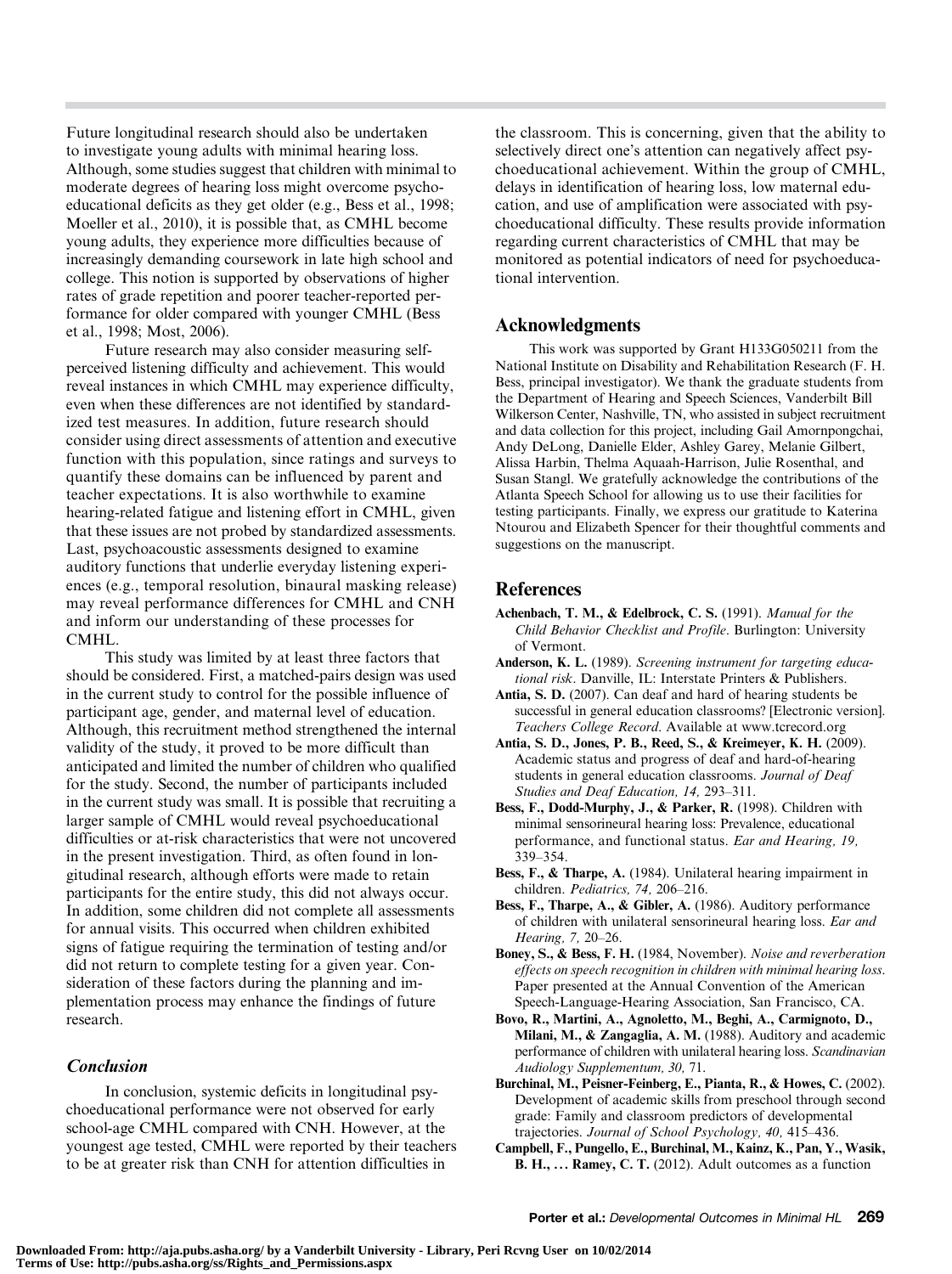Future longitudinal research should also be undertaken to investigate young adults with minimal hearing loss. Although, some studies suggest that children with minimal to moderate degrees of hearing loss might overcome psychoeducational deficits as they get older (e.g., Bess et al., 1998; Moeller et al., 2010), it is possible that, as CMHL become young adults, they experience more difficulties because of increasingly demanding coursework in late high school and college. This notion is supported by observations of higher rates of grade repetition and poorer teacher-reported performance for older compared with younger CMHL (Bess et al., 1998; Most, 2006).

Future research may also consider measuring self-perceived listening difficulty and achievement. This would reveal instances in which CMHL may experience difficulty, even when these differences are not identified by standardized test measures. In addition, future research should consider using direct assessments of attention and executive function with this population, since ratings and surveys to quantify these domains can be influenced by parent and teacher expectations. It is also worthwhile to examine hearing-related fatigue and listening effort in CMHL, given that these issues are not probed by standardized assessments. Last, psychoacoustic assessments designed to examine auditory functions that underlie everyday listening experiences (e.g., temporal resolution, binaural masking release) may reveal performance differences for CMHL and CNH and inform our understanding of these processes for CMHL.

This study was limited by at least three factors that should be considered. First, a matched-pairs design was used in the current study to control for the possible influence of participant age, gender, and maternal level of education. Although, this recruitment method strengthened the internal validity of the study, it proved to be more difficult than anticipated and limited the number of children who qualified for the study. Second, the number of participants included in the current study was small. It is possible that recruiting a larger sample of CMHL would reveal psychoeducational difficulties or at-risk characteristics that were not uncovered in the present investigation. Third, as often found in longitudinal research, although efforts were made to retain participants for the entire study, this did not always occur. In addition, some children did not complete all assessments for annual visits. This occurred when children exhibited signs of fatigue requiring the termination of testing and/or did not return to complete testing for a given year. Consideration of these factors during the planning and implementation process may enhance the findings of future research.

### *Conclusion*

In conclusion, systemic deficits in longitudinal psychoeducational performance were not observed for early school-age CMHL compared with CNH. However, at the youngest age tested, CMHL were reported by their teachers to be at greater risk than CNH for attention difficulties in the classroom. This is concerning, given that the ability to selectively direct one's attention can negatively affect psychoeducational achievement. Within the group of CMHL, delays in identification of hearing loss, low maternal education, and use of amplification were associated with psychoeducational difficulty. These results provide information regarding current characteristics of CMHL that may be monitored as potential indicators of need for psychoeducational intervention.

## Acknowledgments

This work was supported by Grant H133G050211 from the National Institute on Disability and Rehabilitation Research (F. H. Bess, principal investigator). We thank the graduate students from the Department of Hearing and Speech Sciences, Vanderbilt Bill Wilkerson Center, Nashville, TN, who assisted in subject recruitment and data collection for this project, including Gail Amornpongchai, Andy DeLong, Danielle Elder, Ashley Garey, Melanie Gilbert, Alissa Harbin, Thelma Aquaah-Harrison, Julie Rosenthal, and Susan Stangl. We gratefully acknowledge the contributions of the Atlanta Speech School for allowing us to use their facilities for testing participants. Finally, we express our gratitude to Katerina Ntourou and Elizabeth Spencer for their thoughtful comments and suggestions on the manuscript.

## References

**Achenbach, T. M., & Edelbrock, C. S.** (1991). *Manual for the Child Behavior Checklist and Profile*. Burlington: University of Vermont.

**Anderson, K. L.** (1989). *Screening instrument for targeting educational risk*. Danville, IL: Interstate Printers & Publishers.

**Antia, S. D.** (2007). Can deaf and hard of hearing students be successful in general education classrooms? [Electronic version]. *Teachers College Record*. Available at www.tcrecord.org

**Antia, S. D., Jones, P. B., Reed, S., & Kreimeyer, K. H.** (2009). Academic status and progress of deaf and hard-of-hearing students in general education classrooms. *Journal of Deaf Studies and Deaf Education, 14,* 293–311.

**Bess, F., Dodd-Murphy, J., & Parker, R.** (1998). Children with minimal sensorineural hearing loss: Prevalence, educational performance, and functional status. *Ear and Hearing, 19,* 339–354.

**Bess, F., & Tharpe, A.** (1984). Unilateral hearing impairment in children. *Pediatrics, 74,* 206–216.

**Bess, F., Tharpe, A., & Gibler, A.** (1986). Auditory performance of children with unilateral sensorineural hearing loss. *Ear and Hearing, 7,* 20–26.

**Boney, S., & Bess, F. H.** (1984, November). *Noise and reverberation effects on speech recognition in children with minimal hearing loss*. Paper presented at the Annual Convention of the American Speech-Language-Hearing Association, San Francisco, CA.

**Bovo, R., Martini, A., Agnoletto, M., Beghi, A., Carmignoto, D., Milani, M., & Zangaglia, A. M.** (1988). Auditory and academic performance of children with unilateral hearing loss. *Scandinavian Audiology Supplementum, 30,* 71.

**Burchinal, M., Peisner-Feinberg, E., Pianta, R., & Howes, C.** (2002). Development of academic skills from preschool through second grade: Family and classroom predictors of developmental trajectories. *Journal of School Psychology, 40,* 415–436.

**Campbell, F., Pungello, E., Burchinal, M., Kainz, K., Pan, Y., Wasik, B. H., … Ramey, C. T.** (2012). Adult outcomes as a function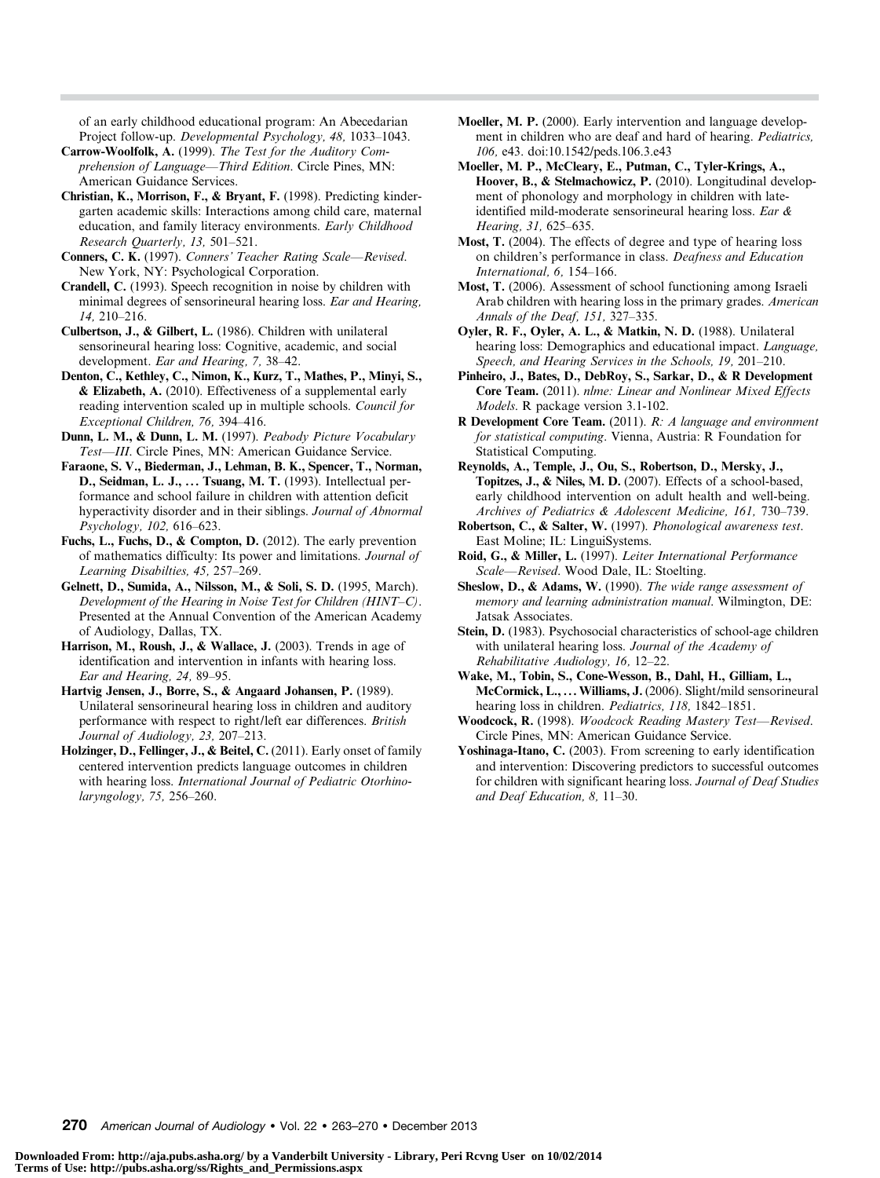of an early childhood educational program: An Abecedarian Project follow-up. *Developmental Psychology, 48,* 1033–1043.

**Carrow-Woolfolk, A.** (1999). *The Test for the Auditory Comprehension of Language—Third Edition*. Circle Pines, MN: American Guidance Services.

**Christian, K., Morrison, F., & Bryant, F.** (1998). Predicting kindergarten academic skills: Interactions among child care, maternal education, and family literacy environments. *Early Childhood Research Quarterly, 13,* 501–521.

**Conners, C. K.** (1997). *Conners' Teacher Rating Scale—Revised*. New York, NY: Psychological Corporation.

**Crandell, C.** (1993). Speech recognition in noise by children with minimal degrees of sensorineural hearing loss. *Ear and Hearing, 14,* 210–216.

**Culbertson, J., & Gilbert, L.** (1986). Children with unilateral sensorineural hearing loss: Cognitive, academic, and social development. *Ear and Hearing, 7,* 38–42.

**Denton, C., Kethley, C., Nimon, K., Kurz, T., Mathes, P., Minyi, S., & Elizabeth, A.** (2010). Effectiveness of a supplemental early reading intervention scaled up in multiple schools. *Council for Exceptional Children, 76,* 394–416.

**Dunn, L. M., & Dunn, L. M.** (1997). *Peabody Picture Vocabulary Test—III*. Circle Pines, MN: American Guidance Service.

**Faraone, S. V., Biederman, J., Lehman, B. K., Spencer, T., Norman, D., Seidman, L. J., … Tsuang, M. T.** (1993). Intellectual performance and school failure in children with attention deficit hyperactivity disorder and in their siblings. *Journal of Abnormal Psychology, 102,* 616–623.

**Fuchs, L., Fuchs, D., & Compton, D.** (2012). The early prevention of mathematics difficulty: Its power and limitations. *Journal of Learning Disabilties, 45,* 257–269.

**Gelnett, D., Sumida, A., Nilsson, M., & Soli, S. D.** (1995, March). *Development of the Hearing in Noise Test for Children (HINT–C)*. Presented at the Annual Convention of the American Academy of Audiology, Dallas, TX.

**Harrison, M., Roush, J., & Wallace, J.** (2003). Trends in age of identification and intervention in infants with hearing loss. *Ear and Hearing, 24,* 89–95.

**Hartvig Jensen, J., Borre, S., & Angaard Johansen, P.** (1989). Unilateral sensorineural hearing loss in children and auditory performance with respect to right/left ear differences. *British Journal of Audiology, 23,* 207–213.

**Holzinger, D., Fellinger, J., & Beitel, C.** (2011). Early onset of family centered intervention predicts language outcomes in children with hearing loss. *International Journal of Pediatric Otorhinolaryngology, 75,* 256–260.

**Moeller, M. P.** (2000). Early intervention and language development in children who are deaf and hard of hearing. *Pediatrics, 106,* e43. doi:10.1542/peds.106.3.e43

**Moeller, M. P., McCleary, E., Putman, C., Tyler-Krings, A., Hoover, B., & Stelmachowicz, P.** (2010). Longitudinal development of phonology and morphology in children with late-identified mild-moderate sensorineural hearing loss. *Ear & Hearing, 31,* 625–635.

**Most, T.** (2004). The effects of degree and type of hearing loss on children's performance in class. *Deafness and Education International, 6,* 154–166.

**Most, T.** (2006). Assessment of school functioning among Israeli Arab children with hearing loss in the primary grades. *American Annals of the Deaf, 151,* 327–335.

**Oyler, R. F., Oyler, A. L., & Matkin, N. D.** (1988). Unilateral hearing loss: Demographics and educational impact. *Language, Speech, and Hearing Services in the Schools, 19,* 201–210.

**Pinheiro, J., Bates, D., DebRoy, S., Sarkar, D., & R Development Core Team.** (2011). *nlme: Linear and Nonlinear Mixed Effects Models*. R package version 3.1-102.

**R Development Core Team.** (2011). *R: A language and environment for statistical computing*. Vienna, Austria: R Foundation for Statistical Computing.

**Reynolds, A., Temple, J., Ou, S., Robertson, D., Mersky, J., Topitzes, J., & Niles, M. D.** (2007). Effects of a school-based, early childhood intervention on adult health and well-being. *Archives of Pediatrics & Adolescent Medicine, 161,* 730–739.

**Robertson, C., & Salter, W.** (1997). *Phonological awareness test*. East Moline; IL: LinguiSystems.

**Roid, G., & Miller, L.** (1997). *Leiter International Performance Scale—Revised*. Wood Dale, IL: Stoelting.

**Sheslow, D., & Adams, W.** (1990). *The wide range assessment of memory and learning administration manual*. Wilmington, DE: Jatsak Associates.

**Stein, D.** (1983). Psychosocial characteristics of school-age children with unilateral hearing loss. *Journal of the Academy of Rehabilitative Audiology, 16,* 12–22.

**Wake, M., Tobin, S., Cone-Wesson, B., Dahl, H., Gilliam, L., McCormick, L., … Williams, J.** (2006). Slight/mild sensorineural hearing loss in children. *Pediatrics, 118,* 1842–1851.

**Woodcock, R.** (1998). *Woodcock Reading Mastery Test—Revised*. Circle Pines, MN: American Guidance Service.

**Yoshinaga-Itano, C.** (2003). From screening to early identification and intervention: Discovering predictors to successful outcomes for children with significant hearing loss. *Journal of Deaf Studies and Deaf Education, 8,* 11–30.